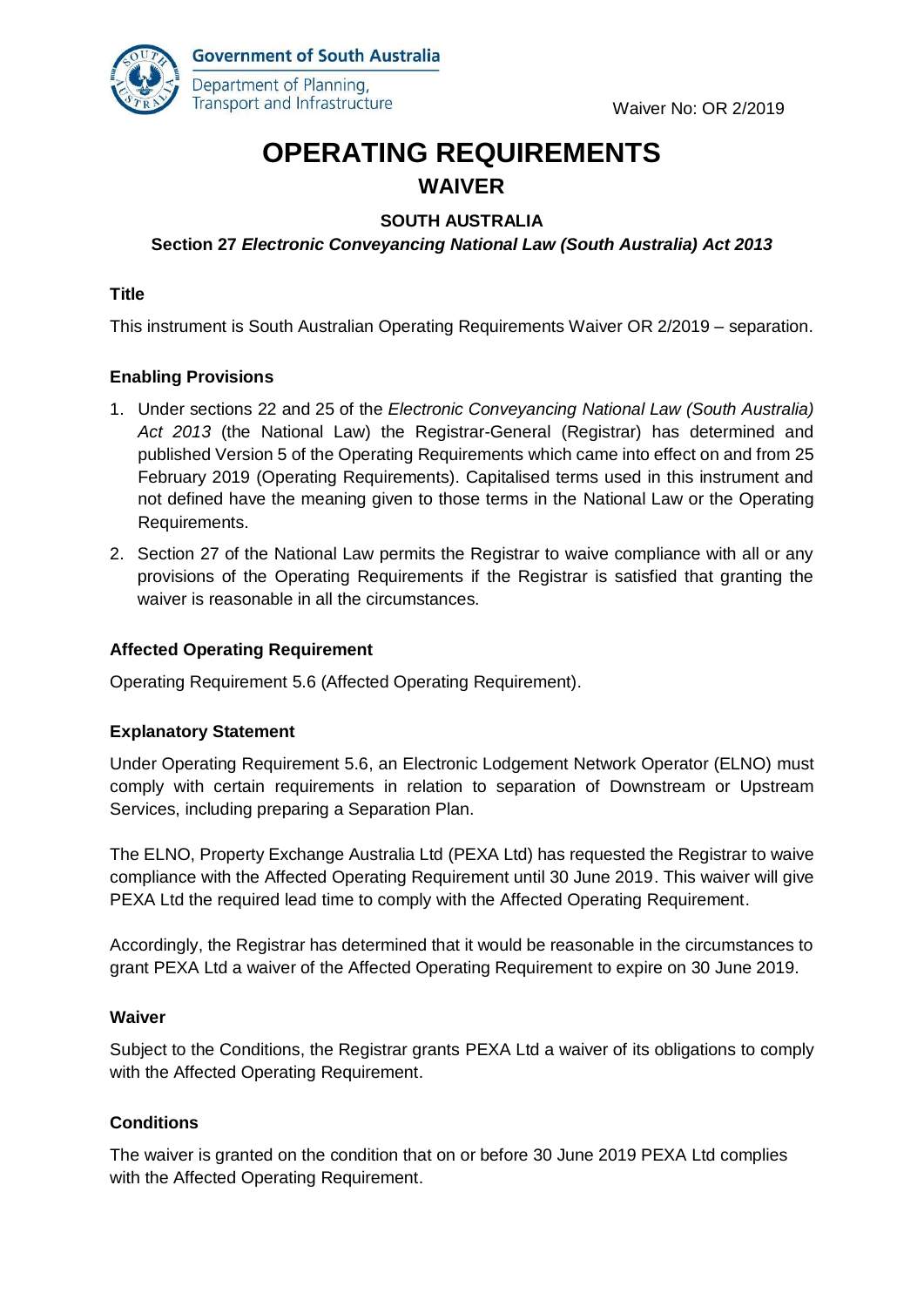Government of South Australia
Department of Planning, Transport and Infrastructure

Waiver No: OR 2/2019

# OPERATING REQUIREMENTS
## WAIVER

**SOUTH AUSTRALIA**

**Section 27 *Electronic Conveyancing National Law (South Australia) Act 2013***

### Title

This instrument is South Australian Operating Requirements Waiver OR 2/2019 – separation.

### Enabling Provisions

1. Under sections 22 and 25 of the *Electronic Conveyancing National Law (South Australia) Act 2013* (the National Law) the Registrar-General (Registrar) has determined and published Version 5 of the Operating Requirements which came into effect on and from 25 February 2019 (Operating Requirements). Capitalised terms used in this instrument and not defined have the meaning given to those terms in the National Law or the Operating Requirements.
2. Section 27 of the National Law permits the Registrar to waive compliance with all or any provisions of the Operating Requirements if the Registrar is satisfied that granting the waiver is reasonable in all the circumstances.

### Affected Operating Requirement

Operating Requirement 5.6 (Affected Operating Requirement).

### Explanatory Statement

Under Operating Requirement 5.6, an Electronic Lodgement Network Operator (ELNO) must comply with certain requirements in relation to separation of Downstream or Upstream Services, including preparing a Separation Plan.

The ELNO, Property Exchange Australia Ltd (PEXA Ltd) has requested the Registrar to waive compliance with the Affected Operating Requirement until 30 June 2019. This waiver will give PEXA Ltd the required lead time to comply with the Affected Operating Requirement.

Accordingly, the Registrar has determined that it would be reasonable in the circumstances to grant PEXA Ltd a waiver of the Affected Operating Requirement to expire on 30 June 2019.

### Waiver

Subject to the Conditions, the Registrar grants PEXA Ltd a waiver of its obligations to comply with the Affected Operating Requirement.

### Conditions

The waiver is granted on the condition that on or before 30 June 2019 PEXA Ltd complies with the Affected Operating Requirement.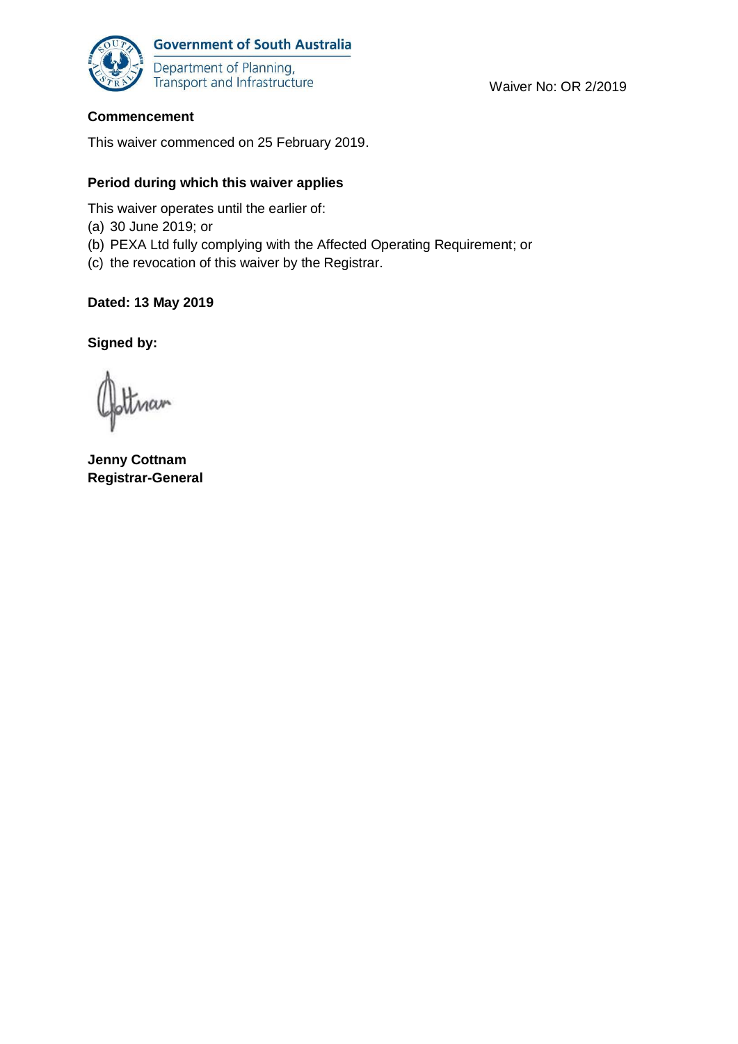Waiver No: OR 2/2019

**Commencement**

This waiver commenced on 25 February 2019.

**Period during which this waiver applies**

This waiver operates until the earlier of:

(a) 30 June 2019; or
(b) PEXA Ltd fully complying with the Affected Operating Requirement; or
(c) the revocation of this waiver by the Registrar.

**Dated: 13 May 2019**

**Signed by:**

**Jenny Cottnam**
**Registrar-General**